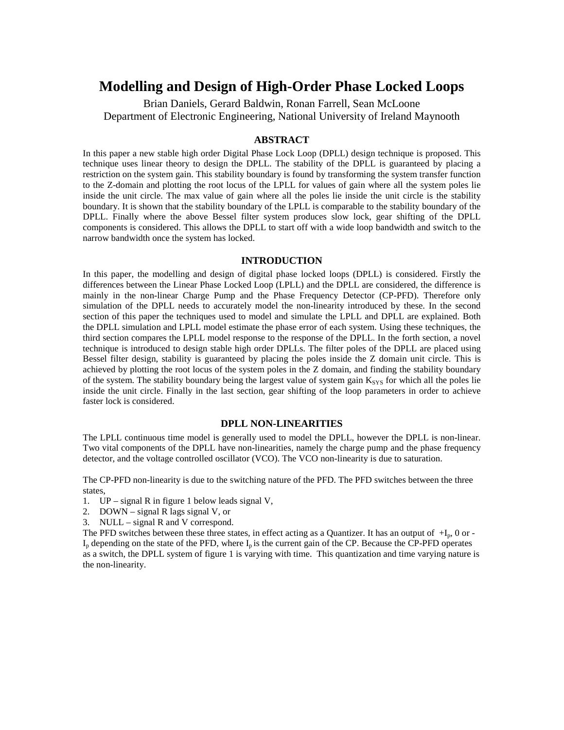# Modelling and Design of High-Order Phase Locked Loops

Brian Daniels, Gerard Baldwin, Ronan Farrell, Sean McLoone
Department of Electronic Engineering, National University of Ireland Maynooth

## ABSTRACT

In this paper a new stable high order Digital Phase Lock Loop (DPLL) design technique is proposed. This technique uses linear theory to design the DPLL. The stability of the DPLL is guaranteed by placing a restriction on the system gain. This stability boundary is found by transforming the system transfer function to the Z-domain and plotting the root locus of the LPLL for values of gain where all the system poles lie inside the unit circle. The max value of gain where all the poles lie inside the unit circle is the stability boundary. It is shown that the stability boundary of the LPLL is comparable to the stability boundary of the DPLL. Finally where the above Bessel filter system produces slow lock, gear shifting of the DPLL components is considered. This allows the DPLL to start off with a wide loop bandwidth and switch to the narrow bandwidth once the system has locked.

## INTRODUCTION

In this paper, the modelling and design of digital phase locked loops (DPLL) is considered. Firstly the differences between the Linear Phase Locked Loop (LPLL) and the DPLL are considered, the difference is mainly in the non-linear Charge Pump and the Phase Frequency Detector (CP-PFD). Therefore only simulation of the DPLL needs to accurately model the non-linearity introduced by these. In the second section of this paper the techniques used to model and simulate the LPLL and DPLL are explained. Both the DPLL simulation and LPLL model estimate the phase error of each system. Using these techniques, the third section compares the LPLL model response to the response of the DPLL. In the forth section, a novel technique is introduced to design stable high order DPLLs. The filter poles of the DPLL are placed using Bessel filter design, stability is guaranteed by placing the poles inside the Z domain unit circle. This is achieved by plotting the root locus of the system poles in the Z domain, and finding the stability boundary of the system. The stability boundary being the largest value of system gain $K_{SYS}$ for which all the poles lie inside the unit circle. Finally in the last section, gear shifting of the loop parameters in order to achieve faster lock is considered.

## DPLL NON-LINEARITIES

The LPLL continuous time model is generally used to model the DPLL, however the DPLL is non-linear. Two vital components of the DPLL have non-linearities, namely the charge pump and the phase frequency detector, and the voltage controlled oscillator (VCO). The VCO non-linearity is due to saturation.

The CP-PFD non-linearity is due to the switching nature of the PFD. The PFD switches between the three states,

1. UP – signal R in figure 1 below leads signal V,
2. DOWN – signal R lags signal V, or
3. NULL – signal R and V correspond.

The PFD switches between these three states, in effect acting as a Quantizer. It has an output of $+I_p$, 0 or $-I_p$ depending on the state of the PFD, where $I_p$ is the current gain of the CP. Because the CP-PFD operates as a switch, the DPLL system of figure 1 is varying with time. This quantization and time varying nature is the non-linearity.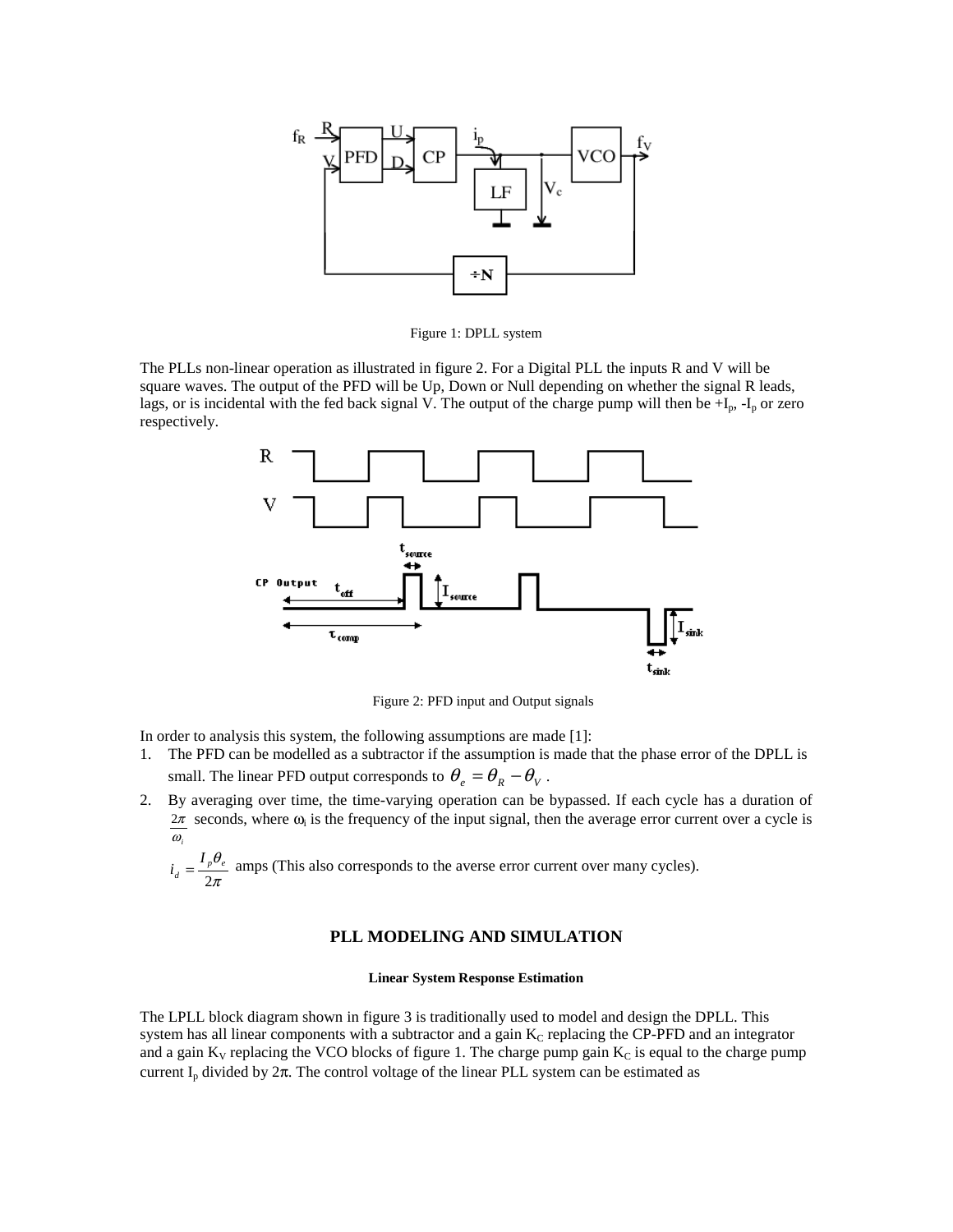Figure 1: DPLL system

The PLLs non-linear operation as illustrated in figure 2. For a Digital PLL the inputs R and V will be square waves. The output of the PFD will be Up, Down or Null depending on whether the signal R leads, lags, or is incidental with the fed back signal V. The output of the charge pump will then be $+I_p$, $-I_p$ or zero respectively.

Figure 2: PFD input and Output signals

In order to analysis this system, the following assumptions are made [1]:

1. The PFD can be modelled as a subtractor if the assumption is made that the phase error of the DPLL is small. The linear PFD output corresponds to $\theta_e = \theta_R - \theta_V$ .
2. By averaging over time, the time-varying operation can be bypassed. If each cycle has a duration of $\frac{2\pi}{\omega_i}$ seconds, where $\omega_i$ is the frequency of the input signal, then the average error current over a cycle is

   $i_d = \frac{I_p \theta_e}{2\pi}$ amps (This also corresponds to the averse error current over many cycles).

## PLL MODELING AND SIMULATION

#### Linear System Response Estimation

The LPLL block diagram shown in figure 3 is traditionally used to model and design the DPLL. This system has all linear components with a subtractor and a gain $K_C$ replacing the CP-PFD and an integrator and a gain $K_V$ replacing the VCO blocks of figure 1. The charge pump gain $K_C$ is equal to the charge pump current $I_p$ divided by $2\pi$. The control voltage of the linear PLL system can be estimated as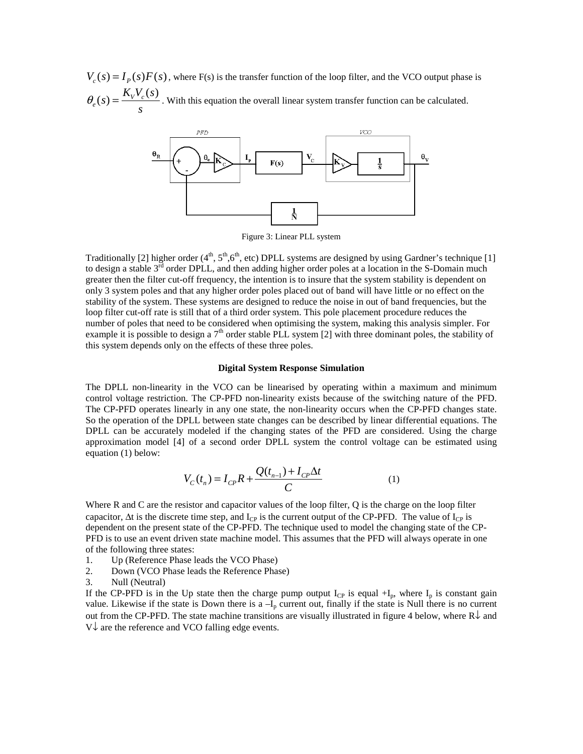$V_c(s) = I_P(s)F(s)$, where F(s) is the transfer function of the loop filter, and the VCO output phase is $\theta_e(s) = \frac{K_V V_c(s)}{s}$. With this equation the overall linear system transfer function can be calculated.

Figure 3: Linear PLL system

Traditionally [2] higher order (4th, 5th, 6th, etc) DPLL systems are designed by using Gardner's technique [1] to design a stable 3rd order DPLL, and then adding higher order poles at a location in the S-Domain much greater then the filter cut-off frequency, the intention is to insure that the system stability is dependent on only 3 system poles and that any higher order poles placed out of band will have little or no effect on the stability of the system. These systems are designed to reduce the noise in out of band frequencies, but the loop filter cut-off rate is still that of a third order system. This pole placement procedure reduces the number of poles that need to be considered when optimising the system, making this analysis simpler. For example it is possible to design a 7th order stable PLL system [2] with three dominant poles, the stability of this system depends only on the effects of these three poles.

## Digital System Response Simulation

The DPLL non-linearity in the VCO can be linearised by operating within a maximum and minimum control voltage restriction. The CP-PFD non-linearity exists because of the switching nature of the PFD. The CP-PFD operates linearly in any one state, the non-linearity occurs when the CP-PFD changes state. So the operation of the DPLL between state changes can be described by linear differential equations. The DPLL can be accurately modeled if the changing states of the PFD are considered. Using the charge approximation model [4] of a second order DPLL system the control voltage can be estimated using equation (1) below:

$$V_C(t_n) = I_{CP}R + \frac{Q(t_{n-1}) + I_{CP}\Delta t}{C} \qquad (1)$$

Where R and C are the resistor and capacitor values of the loop filter, Q is the charge on the loop filter capacitor, $\Delta t$ is the discrete time step, and $I_{CP}$ is the current output of the CP-PFD. The value of $I_{CP}$ is dependent on the present state of the CP-PFD. The technique used to model the changing state of the CP-PFD is to use an event driven state machine model. This assumes that the PFD will always operate in one of the following three states:

1. Up (Reference Phase leads the VCO Phase)
2. Down (VCO Phase leads the Reference Phase)
3. Null (Neutral)

If the CP-PFD is in the Up state then the charge pump output $I_{CP}$ is equal $+I_p$, where $I_p$ is constant gain value. Likewise if the state is Down there is a $-I_p$ current out, finally if the state is Null there is no current out from the CP-PFD. The state machine transitions are visually illustrated in figure 4 below, where R↓ and V↓ are the reference and VCO falling edge events.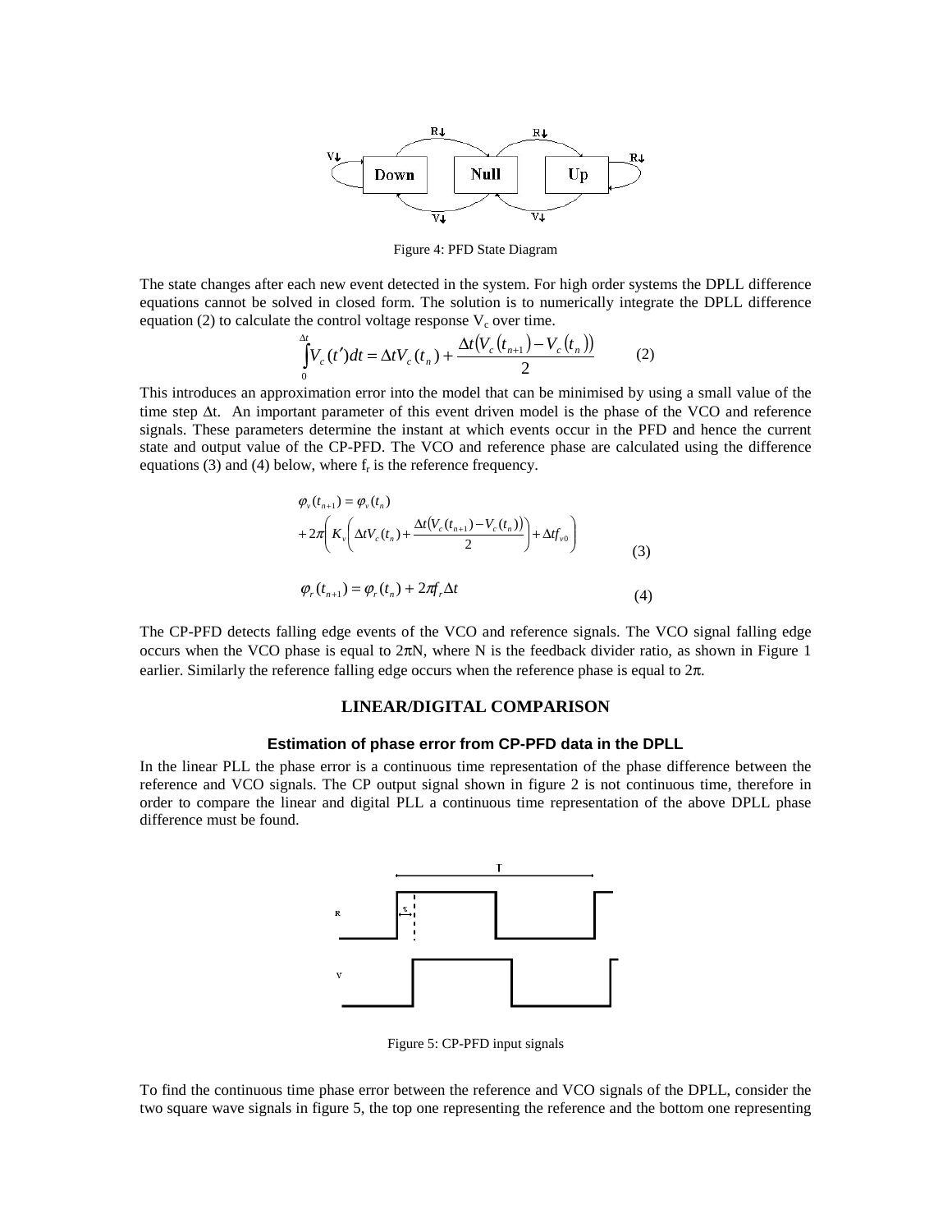Figure 4: PFD State Diagram

The state changes after each new event detected in the system. For high order systems the DPLL difference equations cannot be solved in closed form. The solution is to numerically integrate the DPLL difference equation (2) to calculate the control voltage response $V_c$ over time.

$$\int_0^{\Delta t} V_c(t')dt = \Delta t V_c(t_n) + \frac{\Delta t\left(V_c(t_{n+1}) - V_c(t_n)\right)}{2} \qquad (2)$$

This introduces an approximation error into the model that can be minimised by using a small value of the time step $\Delta t$. An important parameter of this event driven model is the phase of the VCO and reference signals. These parameters determine the instant at which events occur in the PFD and hence the current state and output value of the CP-PFD. The VCO and reference phase are calculated using the difference equations (3) and (4) below, where $f_r$ is the reference frequency.

$$\varphi_v(t_{n+1}) = \varphi_v(t_n) + 2\pi\left(K_v\left(\Delta t V_c(t_n) + \frac{\Delta t\left(V_c(t_{n+1}) - V_c(t_n)\right)}{2}\right) + \Delta t f_{v0}\right) \qquad (3)$$

$$\varphi_r(t_{n+1}) = \varphi_r(t_n) + 2\pi f_r \Delta t \qquad (4)$$

The CP-PFD detects falling edge events of the VCO and reference signals. The VCO signal falling edge occurs when the VCO phase is equal to $2\pi N$, where N is the feedback divider ratio, as shown in Figure 1 earlier. Similarly the reference falling edge occurs when the reference phase is equal to $2\pi$.

## LINEAR/DIGITAL COMPARISON

### Estimation of phase error from CP-PFD data in the DPLL

In the linear PLL the phase error is a continuous time representation of the phase difference between the reference and VCO signals. The CP output signal shown in figure 2 is not continuous time, therefore in order to compare the linear and digital PLL a continuous time representation of the above DPLL phase difference must be found.

Figure 5: CP-PFD input signals

To find the continuous time phase error between the reference and VCO signals of the DPLL, consider the two square wave signals in figure 5, the top one representing the reference and the bottom one representing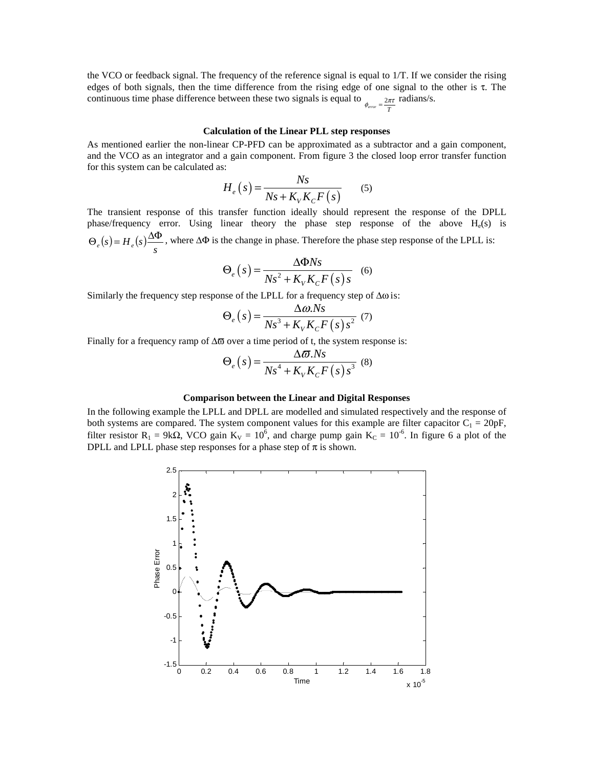the VCO or feedback signal. The frequency of the reference signal is equal to 1/T. If we consider the rising edges of both signals, then the time difference from the rising edge of one signal to the other is $\tau$. The continuous time phase difference between these two signals is equal to $\phi_{error} = \frac{2\pi\tau}{T}$ radians/s.

### Calculation of the Linear PLL step responses

As mentioned earlier the non-linear CP-PFD can be approximated as a subtractor and a gain component, and the VCO as an integrator and a gain component. From figure 3 the closed loop error transfer function for this system can be calculated as:

$$H_e(s) = \frac{Ns}{Ns + K_V K_C F(s)} \qquad (5)$$

The transient response of this transfer function ideally should represent the response of the DPLL phase/frequency error. Using linear theory the phase step response of the above $H_e(s)$ is $\Theta_e(s) = H_e(s)\frac{\Delta\Phi}{s}$, where $\Delta\Phi$ is the change in phase. Therefore the phase step response of the LPLL is:

$$\Theta_e(s) = \frac{\Delta\Phi Ns}{Ns^2 + K_V K_C F(s)s} \qquad (6)$$

Similarly the frequency step response of the LPLL for a frequency step of $\Delta\omega$ is:

$$\Theta_e(s) = \frac{\Delta\omega.Ns}{Ns^3 + K_V K_C F(s)s^2} \qquad (7)$$

Finally for a frequency ramp of $\Delta\varpi$ over a time period of t, the system response is:

$$\Theta_e(s) = \frac{\Delta\varpi.Ns}{Ns^4 + K_V K_C F(s)s^3} \qquad (8)$$

### Comparison between the Linear and Digital Responses

In the following example the LPLL and DPLL are modelled and simulated respectively and the response of both systems are compared. The system component values for this example are filter capacitor $C_1$ = 20pF, filter resistor $R_1$ = 9kΩ, VCO gain $K_V = 10^6$, and charge pump gain $K_C = 10^{-6}$. In figure 6 a plot of the DPLL and LPLL phase step responses for a phase step of $\pi$ is shown.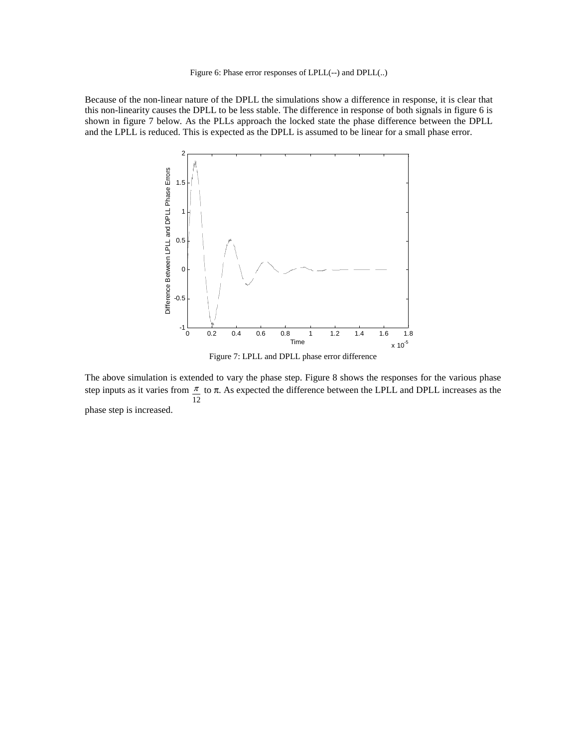Figure 6: Phase error responses of LPLL(--) and DPLL(..)

Because of the non-linear nature of the DPLL the simulations show a difference in response, it is clear that this non-linearity causes the DPLL to be less stable. The difference in response of both signals in figure 6 is shown in figure 7 below. As the PLLs approach the locked state the phase difference between the DPLL and the LPLL is reduced. This is expected as the DPLL is assumed to be linear for a small phase error.

Figure 7: LPLL and DPLL phase error difference

The above simulation is extended to vary the phase step. Figure 8 shows the responses for the various phase step inputs as it varies from $\frac{\pi}{12}$ to $\pi$. As expected the difference between the LPLL and DPLL increases as the phase step is increased.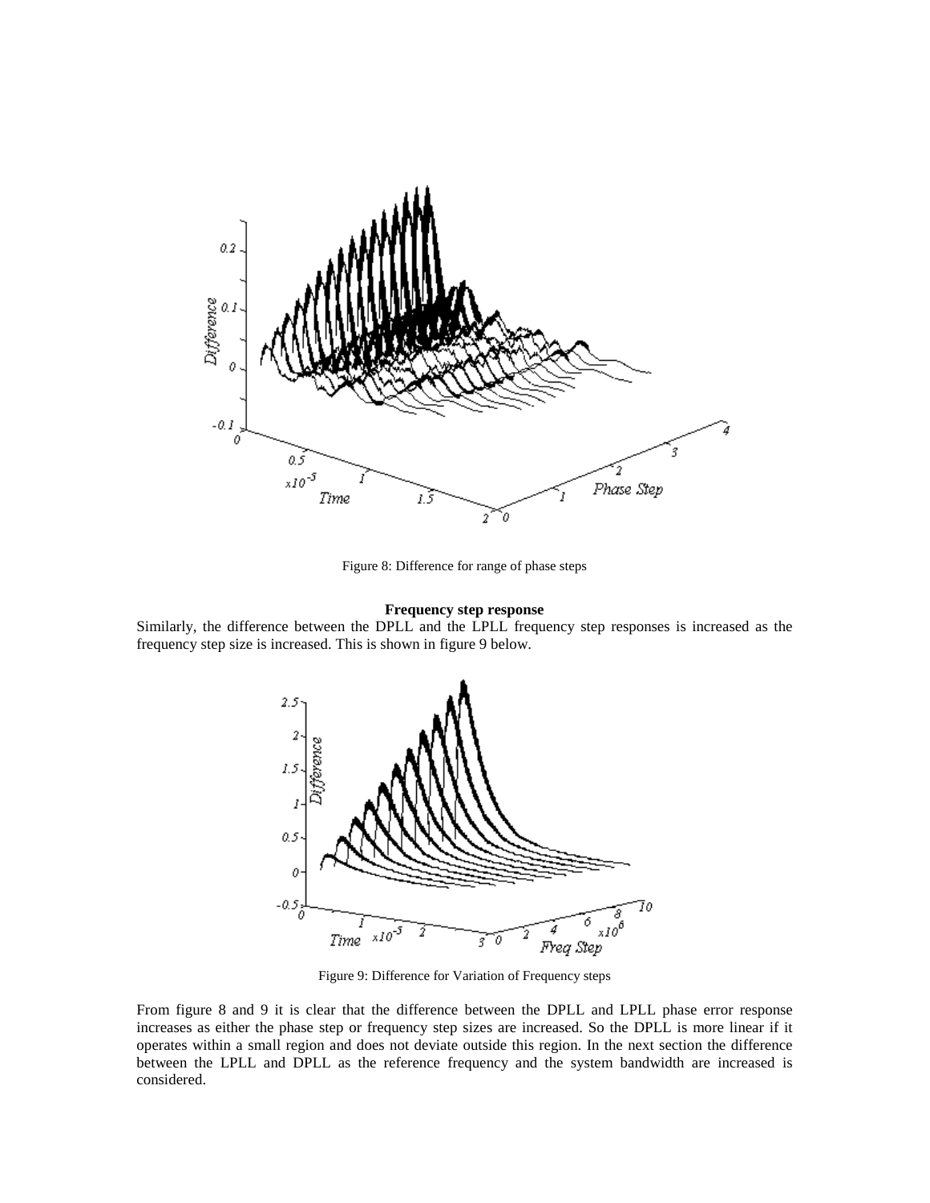Figure 8: Difference for range of phase steps

**Frequency step response**

Similarly, the difference between the DPLL and the LPLL frequency step responses is increased as the frequency step size is increased. This is shown in figure 9 below.

Figure 9: Difference for Variation of Frequency steps

From figure 8 and 9 it is clear that the difference between the DPLL and LPLL phase error response increases as either the phase step or frequency step sizes are increased. So the DPLL is more linear if it operates within a small region and does not deviate outside this region. In the next section the difference between the LPLL and DPLL as the reference frequency and the system bandwidth are increased is considered.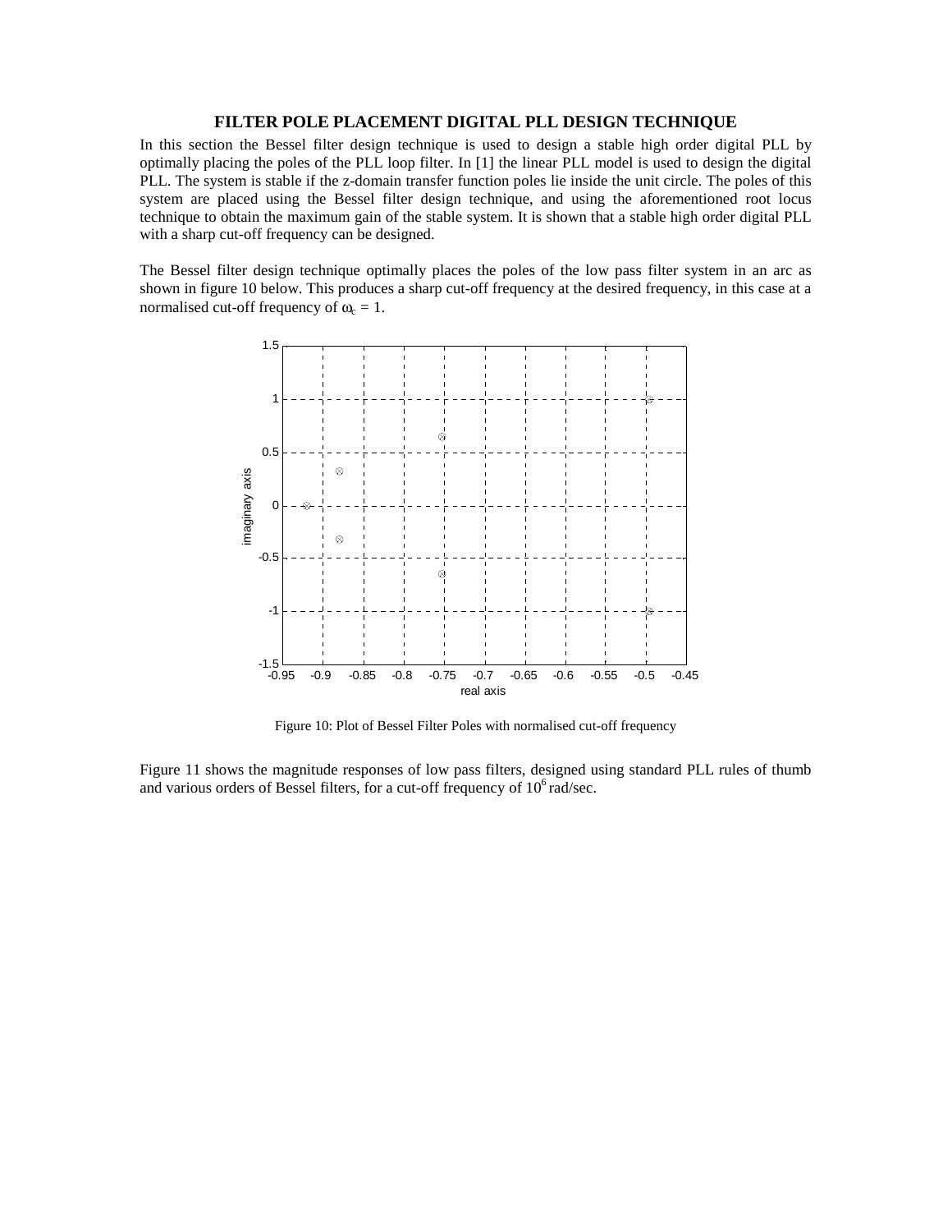### FILTER POLE PLACEMENT DIGITAL PLL DESIGN TECHNIQUE

In this section the Bessel filter design technique is used to design a stable high order digital PLL by optimally placing the poles of the PLL loop filter. In [1] the linear PLL model is used to design the digital PLL. The system is stable if the z-domain transfer function poles lie inside the unit circle. The poles of this system are placed using the Bessel filter design technique, and using the aforementioned root locus technique to obtain the maximum gain of the stable system. It is shown that a stable high order digital PLL with a sharp cut-off frequency can be designed.

The Bessel filter design technique optimally places the poles of the low pass filter system in an arc as shown in figure 10 below. This produces a sharp cut-off frequency at the desired frequency, in this case at a normalised cut-off frequency of $\omega_c = 1$.

Figure 10: Plot of Bessel Filter Poles with normalised cut-off frequency

Figure 11 shows the magnitude responses of low pass filters, designed using standard PLL rules of thumb and various orders of Bessel filters, for a cut-off frequency of $10^6$ rad/sec.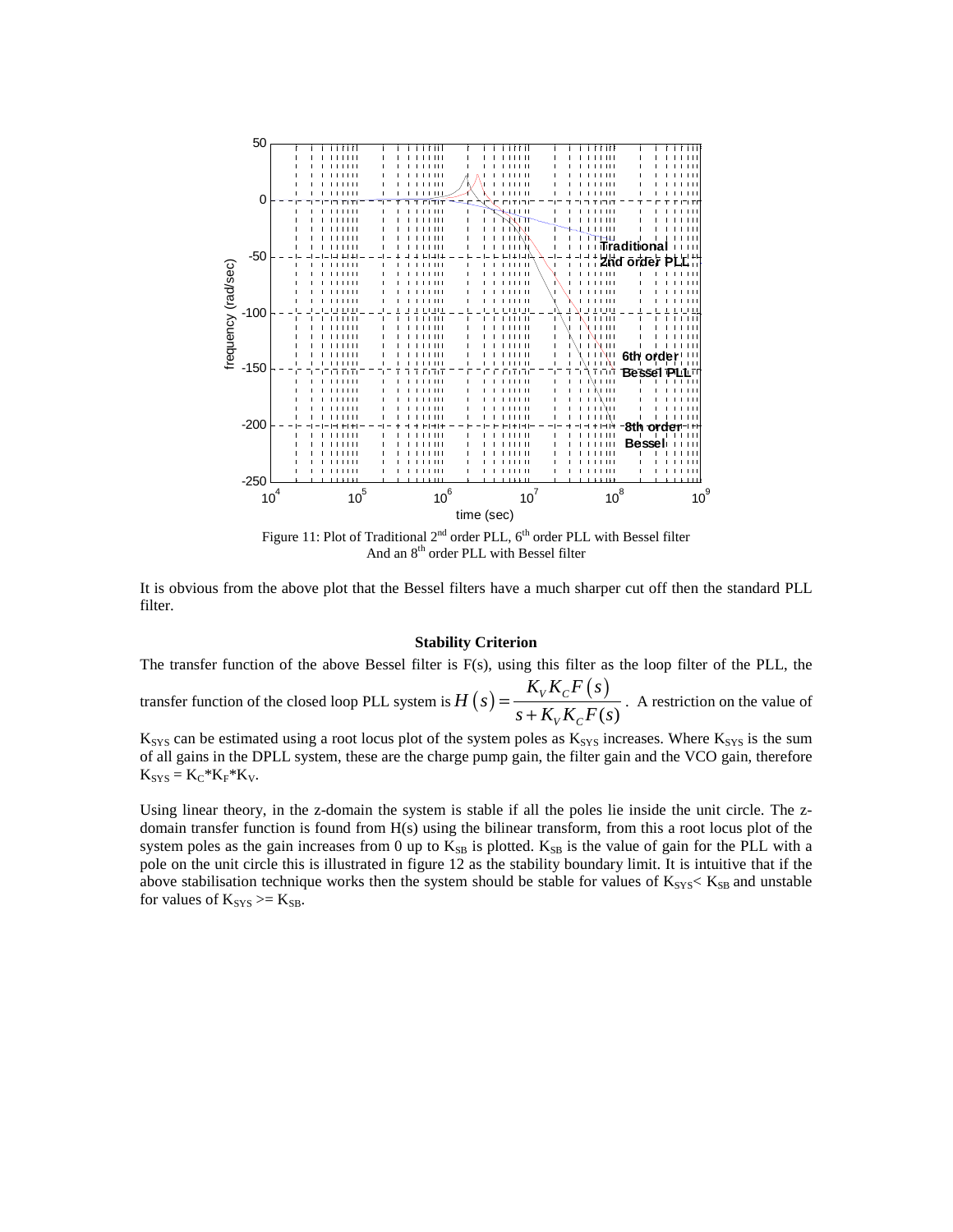Figure 11: Plot of Traditional 2nd order PLL, 6th order PLL with Bessel filter And an 8th order PLL with Bessel filter

It is obvious from the above plot that the Bessel filters have a much sharper cut off then the standard PLL filter.

**Stability Criterion**

The transfer function of the above Bessel filter is F(s), using this filter as the loop filter of the PLL, the transfer function of the closed loop PLL system is $H(s) = \dfrac{K_V K_C F(s)}{s + K_V K_C F(s)}$. A restriction on the value of $K_{SYS}$ can be estimated using a root locus plot of the system poles as $K_{SYS}$ increases. Where $K_{SYS}$ is the sum of all gains in the DPLL system, these are the charge pump gain, the filter gain and the VCO gain, therefore $K_{SYS} = K_C*K_F*K_V$.

Using linear theory, in the z-domain the system is stable if all the poles lie inside the unit circle. The z-domain transfer function is found from H(s) using the bilinear transform, from this a root locus plot of the system poles as the gain increases from 0 up to $K_{SB}$ is plotted. $K_{SB}$ is the value of gain for the PLL with a pole on the unit circle this is illustrated in figure 12 as the stability boundary limit. It is intuitive that if the above stabilisation technique works then the system should be stable for values of $K_{SYS} < K_{SB}$ and unstable for values of $K_{SYS} >= K_{SB}$.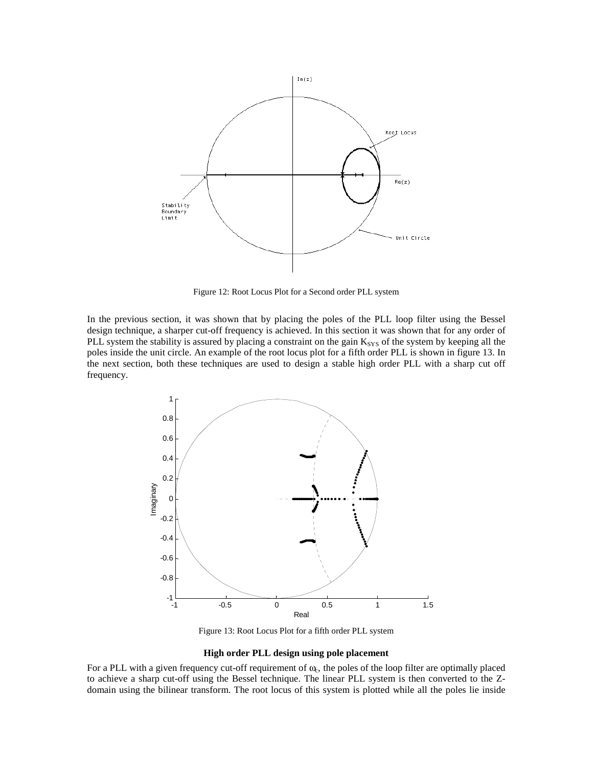Figure 12: Root Locus Plot for a Second order PLL system

In the previous section, it was shown that by placing the poles of the PLL loop filter using the Bessel design technique, a sharper cut-off frequency is achieved. In this section it was shown that for any order of PLL system the stability is assured by placing a constraint on the gain $K_{SYS}$ of the system by keeping all the poles inside the unit circle. An example of the root locus plot for a fifth order PLL is shown in figure 13. In the next section, both these techniques are used to design a stable high order PLL with a sharp cut off frequency.

Figure 13: Root Locus Plot for a fifth order PLL system

**High order PLL design using pole placement**

For a PLL with a given frequency cut-off requirement of $\omega_c$, the poles of the loop filter are optimally placed to achieve a sharp cut-off using the Bessel technique. The linear PLL system is then converted to the Z-domain using the bilinear transform. The root locus of this system is plotted while all the poles lie inside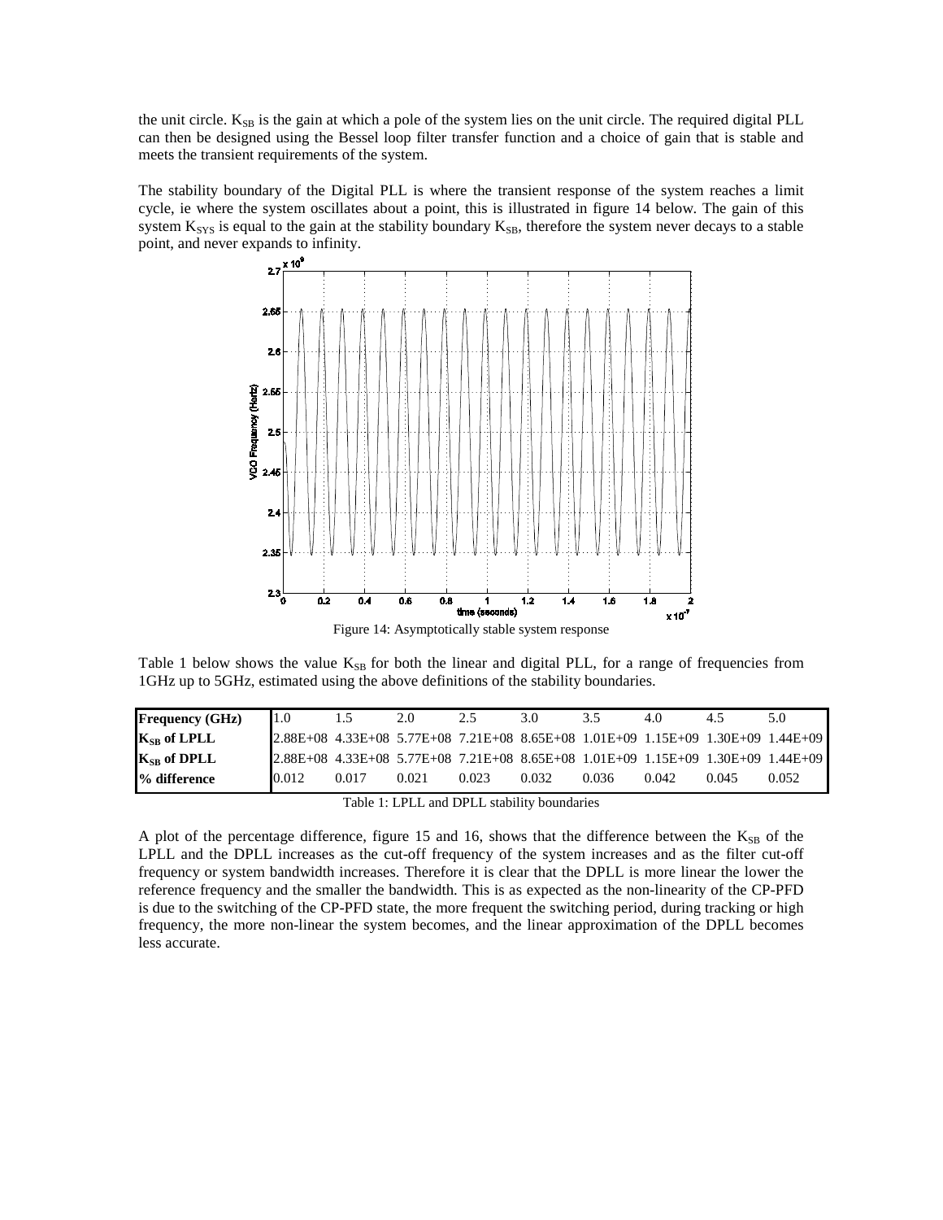the unit circle. $K_{SB}$ is the gain at which a pole of the system lies on the unit circle. The required digital PLL can then be designed using the Bessel loop filter transfer function and a choice of gain that is stable and meets the transient requirements of the system.

The stability boundary of the Digital PLL is where the transient response of the system reaches a limit cycle, ie where the system oscillates about a point, this is illustrated in figure 14 below. The gain of this system $K_{SYS}$ is equal to the gain at the stability boundary $K_{SB}$, therefore the system never decays to a stable point, and never expands to infinity.

Figure 14: Asymptotically stable system response

Table 1 below shows the value $K_{SB}$ for both the linear and digital PLL, for a range of frequencies from 1GHz up to 5GHz, estimated using the above definitions of the stability boundaries.

| **Frequency (GHz)** | 1.0 | 1.5 | 2.0 | 2.5 | 3.0 | 3.5 | 4.0 | 4.5 | 5.0 |
|---|---|---|---|---|---|---|---|---|---|
| **$K_{SB}$ of LPLL** | 2.88E+08 | 4.33E+08 | 5.77E+08 | 7.21E+08 | 8.65E+08 | 1.01E+09 | 1.15E+09 | 1.30E+09 | 1.44E+09 |
| **$K_{SB}$ of DPLL** | 2.88E+08 | 4.33E+08 | 5.77E+08 | 7.21E+08 | 8.65E+08 | 1.01E+09 | 1.15E+09 | 1.30E+09 | 1.44E+09 |
| **% difference** | 0.012 | 0.017 | 0.021 | 0.023 | 0.032 | 0.036 | 0.042 | 0.045 | 0.052 |

Table 1: LPLL and DPLL stability boundaries

A plot of the percentage difference, figure 15 and 16, shows that the difference between the $K_{SB}$ of the LPLL and the DPLL increases as the cut-off frequency of the system increases and as the filter cut-off frequency or system bandwidth increases. Therefore it is clear that the DPLL is more linear the lower the reference frequency and the smaller the bandwidth. This is as expected as the non-linearity of the CP-PFD is due to the switching of the CP-PFD state, the more frequent the switching period, during tracking or high frequency, the more non-linear the system becomes, and the linear approximation of the DPLL becomes less accurate.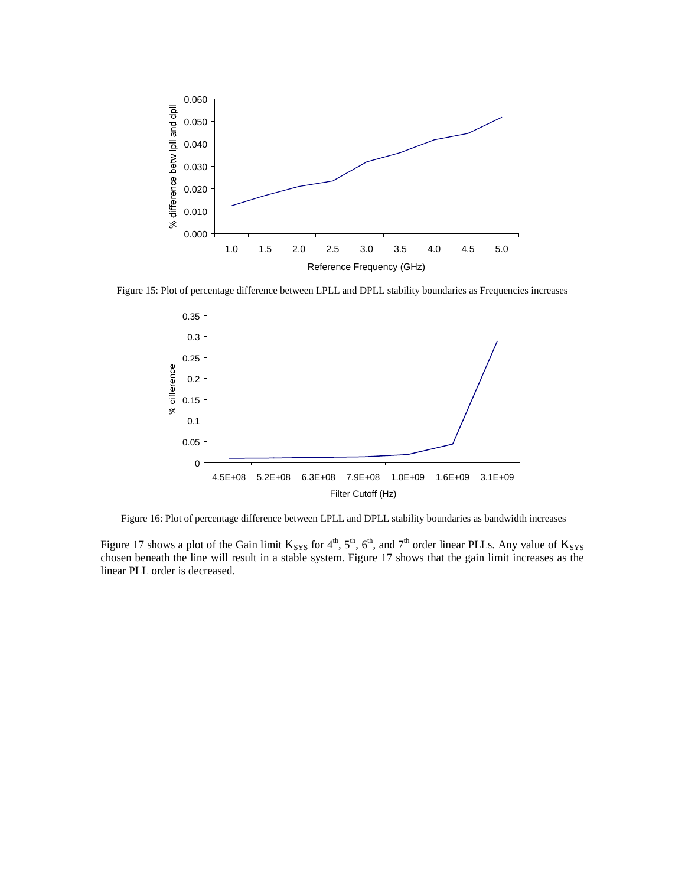Figure 15: Plot of percentage difference between LPLL and DPLL stability boundaries as Frequencies increases

Figure 16: Plot of percentage difference between LPLL and DPLL stability boundaries as bandwidth increases

Figure 17 shows a plot of the Gain limit $K_{SYS}$ for $4^{th}$, $5^{th}$, $6^{th}$, and $7^{th}$ order linear PLLs. Any value of $K_{SYS}$ chosen beneath the line will result in a stable system. Figure 17 shows that the gain limit increases as the linear PLL order is decreased.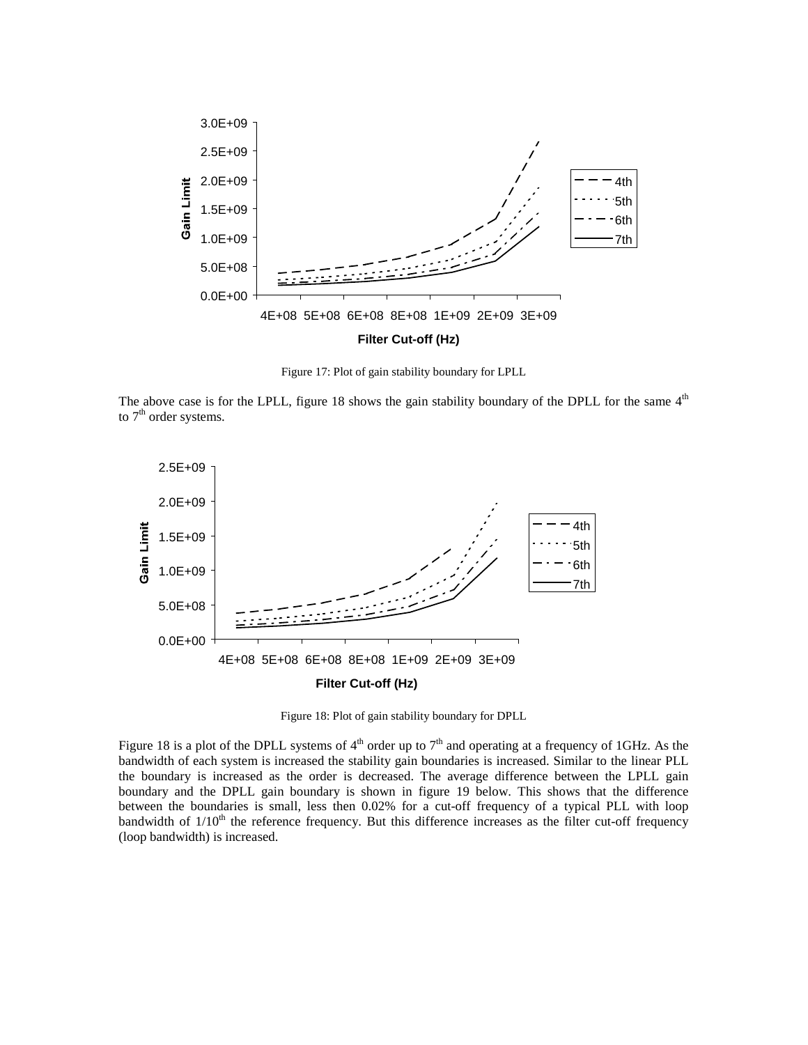Figure 17: Plot of gain stability boundary for LPLL

The above case is for the LPLL, figure 18 shows the gain stability boundary of the DPLL for the same $4^{th}$ to $7^{th}$ order systems.

Figure 18: Plot of gain stability boundary for DPLL

Figure 18 is a plot of the DPLL systems of $4^{th}$ order up to $7^{th}$ and operating at a frequency of 1GHz. As the bandwidth of each system is increased the stability gain boundaries is increased. Similar to the linear PLL the boundary is increased as the order is decreased. The average difference between the LPLL gain boundary and the DPLL gain boundary is shown in figure 19 below. This shows that the difference between the boundaries is small, less then 0.02% for a cut-off frequency of a typical PLL with loop bandwidth of $1/10^{th}$ the reference frequency. But this difference increases as the filter cut-off frequency (loop bandwidth) is increased.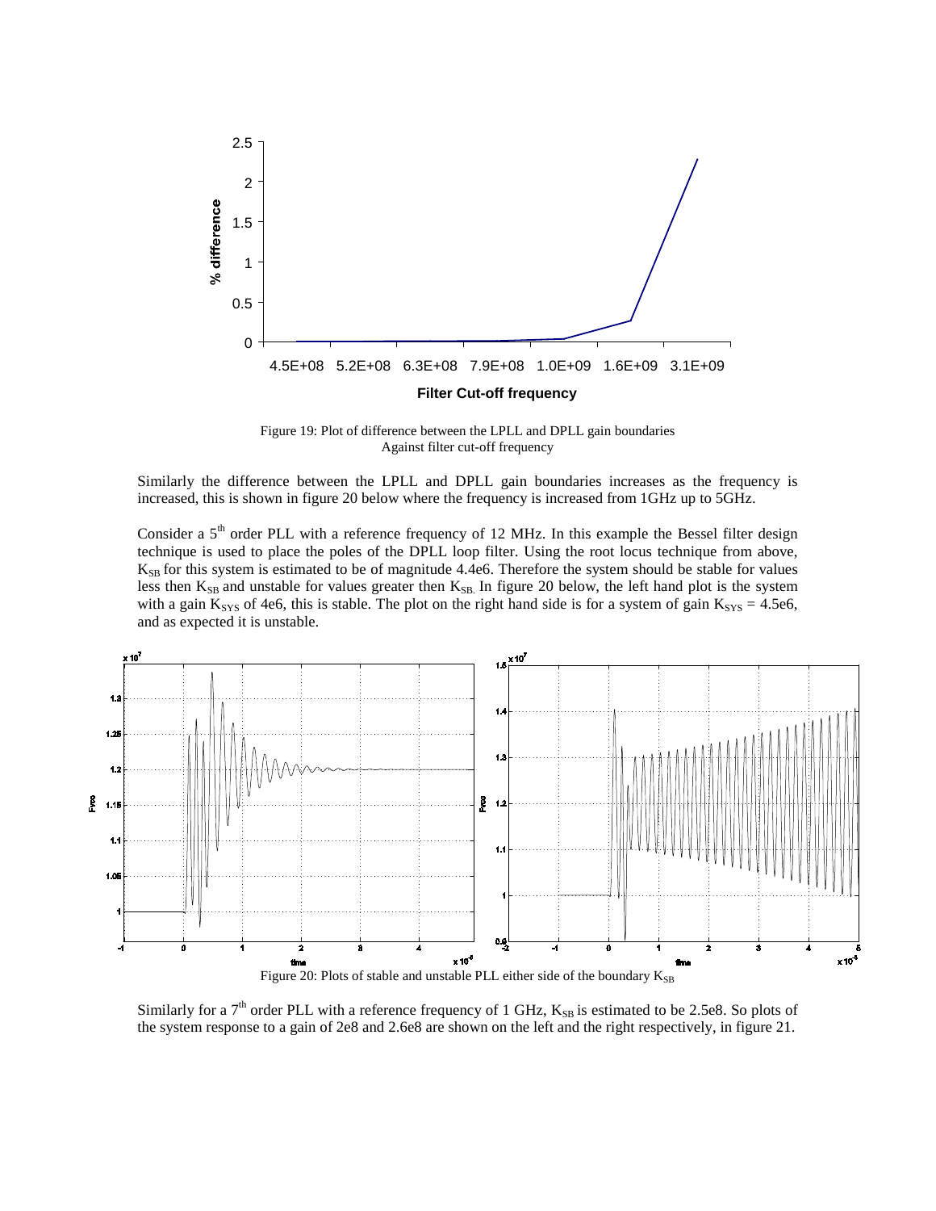Figure 19: Plot of difference between the LPLL and DPLL gain boundaries Against filter cut-off frequency

Similarly the difference between the LPLL and DPLL gain boundaries increases as the frequency is increased, this is shown in figure 20 below where the frequency is increased from 1GHz up to 5GHz.

Consider a 5[th] order PLL with a reference frequency of 12 MHz. In this example the Bessel filter design technique is used to place the poles of the DPLL loop filter. Using the root locus technique from above, $K_{SB}$ for this system is estimated to be of magnitude 4.4e6. Therefore the system should be stable for values less then $K_{SB}$ and unstable for values greater then $K_{SB}$. In figure 20 below, the left hand plot is the system with a gain $K_{SYS}$ of 4e6, this is stable. The plot on the right hand side is for a system of gain $K_{SYS}$ = 4.5e6, and as expected it is unstable.

Figure 20: Plots of stable and unstable PLL either side of the boundary $K_{SB}$

Similarly for a 7[th] order PLL with a reference frequency of 1 GHz, $K_{SB}$ is estimated to be 2.5e8. So plots of the system response to a gain of 2e8 and 2.6e8 are shown on the left and the right respectively, in figure 21.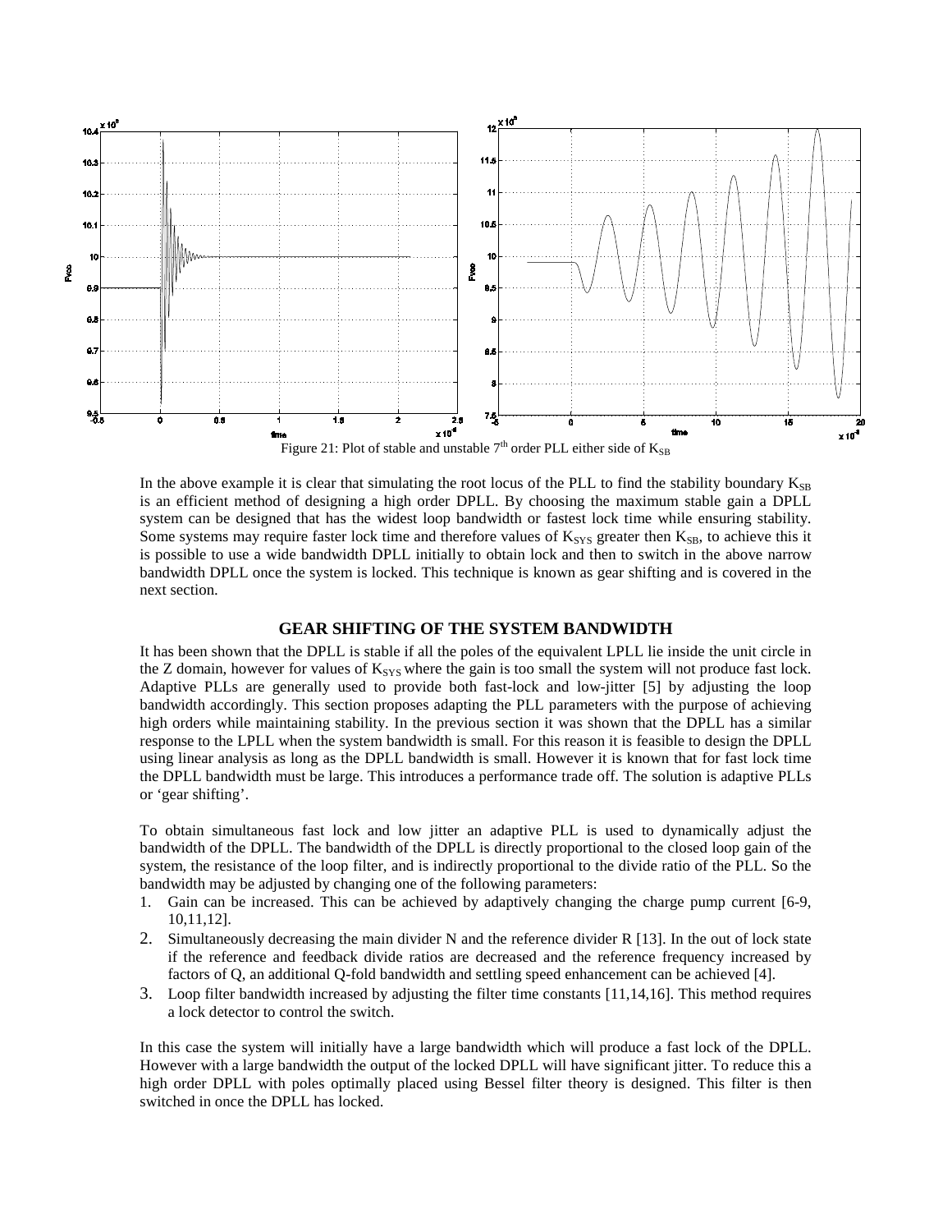Figure 21: Plot of stable and unstable 7[th] order PLL either side of $K_{SB}$

In the above example it is clear that simulating the root locus of the PLL to find the stability boundary $K_{SB}$ is an efficient method of designing a high order DPLL. By choosing the maximum stable gain a DPLL system can be designed that has the widest loop bandwidth or fastest lock time while ensuring stability. Some systems may require faster lock time and therefore values of $K_{SYS}$ greater then $K_{SB}$, to achieve this it is possible to use a wide bandwidth DPLL initially to obtain lock and then to switch in the above narrow bandwidth DPLL once the system is locked. This technique is known as gear shifting and is covered in the next section.

## GEAR SHIFTING OF THE SYSTEM BANDWIDTH

It has been shown that the DPLL is stable if all the poles of the equivalent LPLL lie inside the unit circle in the Z domain, however for values of $K_{SYS}$ where the gain is too small the system will not produce fast lock. Adaptive PLLs are generally used to provide both fast-lock and low-jitter [5] by adjusting the loop bandwidth accordingly. This section proposes adapting the PLL parameters with the purpose of achieving high orders while maintaining stability. In the previous section it was shown that the DPLL has a similar response to the LPLL when the system bandwidth is small. For this reason it is feasible to design the DPLL using linear analysis as long as the DPLL bandwidth is small. However it is known that for fast lock time the DPLL bandwidth must be large. This introduces a performance trade off. The solution is adaptive PLLs or 'gear shifting'.

To obtain simultaneous fast lock and low jitter an adaptive PLL is used to dynamically adjust the bandwidth of the DPLL. The bandwidth of the DPLL is directly proportional to the closed loop gain of the system, the resistance of the loop filter, and is indirectly proportional to the divide ratio of the PLL. So the bandwidth may be adjusted by changing one of the following parameters:

1. Gain can be increased. This can be achieved by adaptively changing the charge pump current [6-9, 10,11,12].
2. Simultaneously decreasing the main divider N and the reference divider R [13]. In the out of lock state if the reference and feedback divide ratios are decreased and the reference frequency increased by factors of Q, an additional Q-fold bandwidth and settling speed enhancement can be achieved [4].
3. Loop filter bandwidth increased by adjusting the filter time constants [11,14,16]. This method requires a lock detector to control the switch.

In this case the system will initially have a large bandwidth which will produce a fast lock of the DPLL. However with a large bandwidth the output of the locked DPLL will have significant jitter. To reduce this a high order DPLL with poles optimally placed using Bessel filter theory is designed. This filter is then switched in once the DPLL has locked.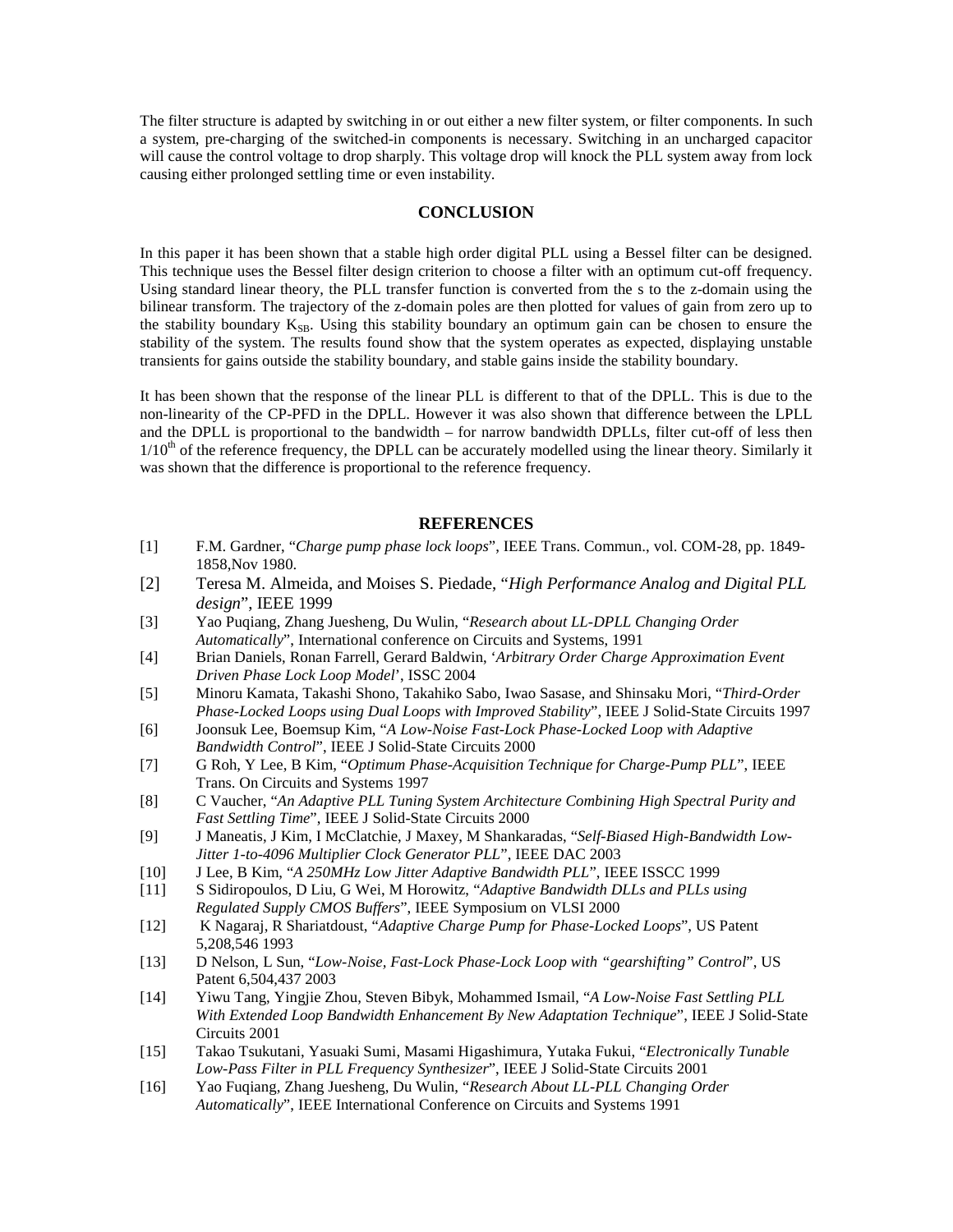The filter structure is adapted by switching in or out either a new filter system, or filter components. In such a system, pre-charging of the switched-in components is necessary. Switching in an uncharged capacitor will cause the control voltage to drop sharply. This voltage drop will knock the PLL system away from lock causing either prolonged settling time or even instability.

## CONCLUSION

In this paper it has been shown that a stable high order digital PLL using a Bessel filter can be designed. This technique uses the Bessel filter design criterion to choose a filter with an optimum cut-off frequency. Using standard linear theory, the PLL transfer function is converted from the s to the z-domain using the bilinear transform. The trajectory of the z-domain poles are then plotted for values of gain from zero up to the stability boundary $K_{SB}$. Using this stability boundary an optimum gain can be chosen to ensure the stability of the system. The results found show that the system operates as expected, displaying unstable transients for gains outside the stability boundary, and stable gains inside the stability boundary.

It has been shown that the response of the linear PLL is different to that of the DPLL. This is due to the non-linearity of the CP-PFD in the DPLL. However it was also shown that difference between the LPLL and the DPLL is proportional to the bandwidth – for narrow bandwidth DPLLs, filter cut-off of less then $1/10^{th}$ of the reference frequency, the DPLL can be accurately modelled using the linear theory. Similarly it was shown that the difference is proportional to the reference frequency.

## REFERENCES

[1] F.M. Gardner, "*Charge pump phase lock loops*", IEEE Trans. Commun., vol. COM-28, pp. 1849-1858,Nov 1980.

[2] Teresa M. Almeida, and Moises S. Piedade, "*High Performance Analog and Digital PLL design*", IEEE 1999

[3] Yao Puqiang, Zhang Juesheng, Du Wulin, "*Research about LL-DPLL Changing Order Automatically*", International conference on Circuits and Systems, 1991

[4] Brian Daniels, Ronan Farrell, Gerard Baldwin, '*Arbitrary Order Charge Approximation Event Driven Phase Lock Loop Model*', ISSC 2004

[5] Minoru Kamata, Takashi Shono, Takahiko Sabo, Iwao Sasase, and Shinsaku Mori, "*Third-Order Phase-Locked Loops using Dual Loops with Improved Stability*", IEEE J Solid-State Circuits 1997

[6] Joonsuk Lee, Boemsup Kim, "*A Low-Noise Fast-Lock Phase-Locked Loop with Adaptive Bandwidth Control*", IEEE J Solid-State Circuits 2000

[7] G Roh, Y Lee, B Kim, "*Optimum Phase-Acquisition Technique for Charge-Pump PLL*", IEEE Trans. On Circuits and Systems 1997

[8] C Vaucher, "*An Adaptive PLL Tuning System Architecture Combining High Spectral Purity and Fast Settling Time*", IEEE J Solid-State Circuits 2000

[9] J Maneatis, J Kim, I McClatchie, J Maxey, M Shankaradas, "*Self-Biased High-Bandwidth Low-Jitter 1-to-4096 Multiplier Clock Generator PLL*", IEEE DAC 2003

[10] J Lee, B Kim, "*A 250MHz Low Jitter Adaptive Bandwidth PLL*", IEEE ISSCC 1999

[11] S Sidiropoulos, D Liu, G Wei, M Horowitz, "*Adaptive Bandwidth DLLs and PLLs using Regulated Supply CMOS Buffers*", IEEE Symposium on VLSI 2000

[12] K Nagaraj, R Shariatdoust, "*Adaptive Charge Pump for Phase-Locked Loops*", US Patent 5,208,546 1993

[13] D Nelson, L Sun, "*Low-Noise, Fast-Lock Phase-Lock Loop with "gearshifting" Control*", US Patent 6,504,437 2003

[14] Yiwu Tang, Yingjie Zhou, Steven Bibyk, Mohammed Ismail, "*A Low-Noise Fast Settling PLL With Extended Loop Bandwidth Enhancement By New Adaptation Technique*", IEEE J Solid-State Circuits 2001

[15] Takao Tsukutani, Yasuaki Sumi, Masami Higashimura, Yutaka Fukui, "*Electronically Tunable Low-Pass Filter in PLL Frequency Synthesizer*", IEEE J Solid-State Circuits 2001

[16] Yao Fuqiang, Zhang Juesheng, Du Wulin, "*Research About LL-PLL Changing Order Automatically*", IEEE International Conference on Circuits and Systems 1991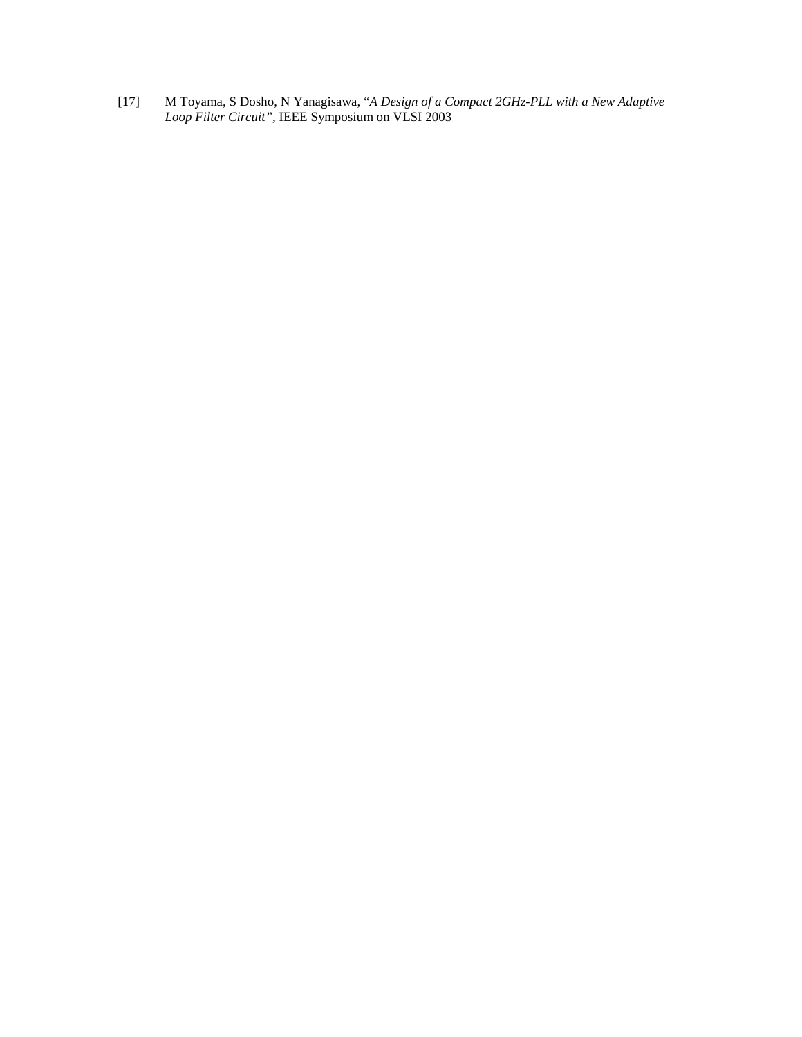[17] M Toyama, S Dosho, N Yanagisawa, "*A Design of a Compact 2GHz-PLL with a New Adaptive Loop Filter Circuit"*, IEEE Symposium on VLSI 2003